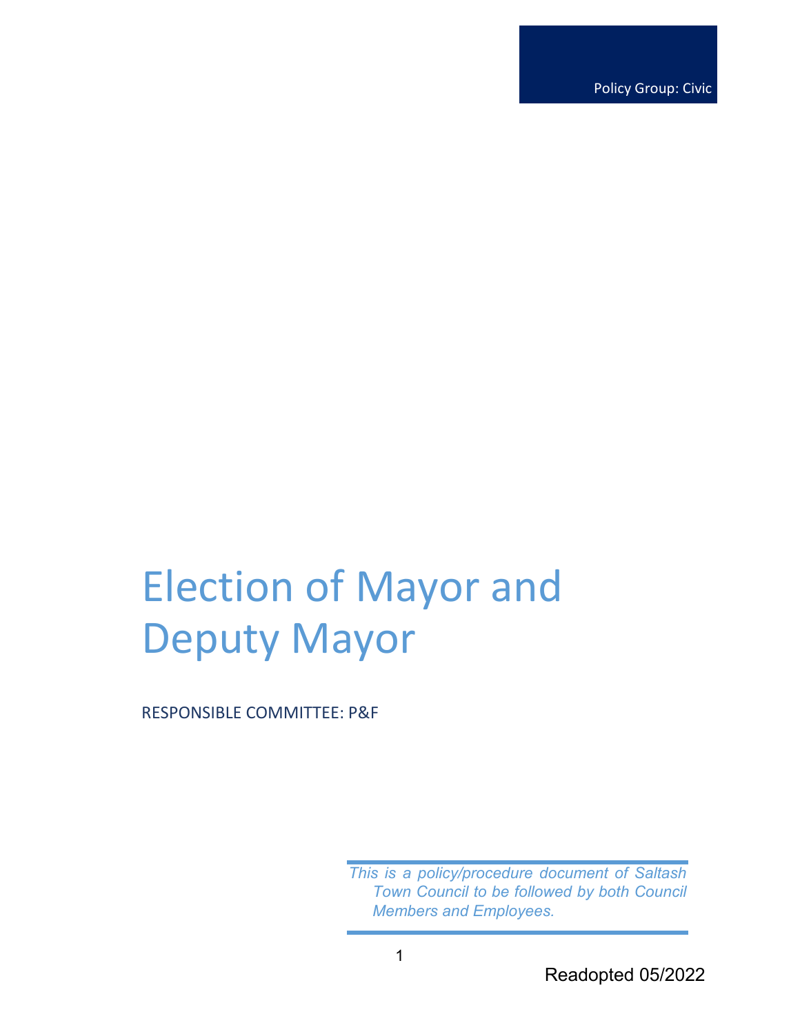Policy Group: Civic

# Election of Mayor and Deputy Mayor

RESPONSIBLE COMMITTEE: P&F

*This is a policy/procedure document of Saltash Town Council to be followed by both Council Members and Employees.*

Readopted 05/2022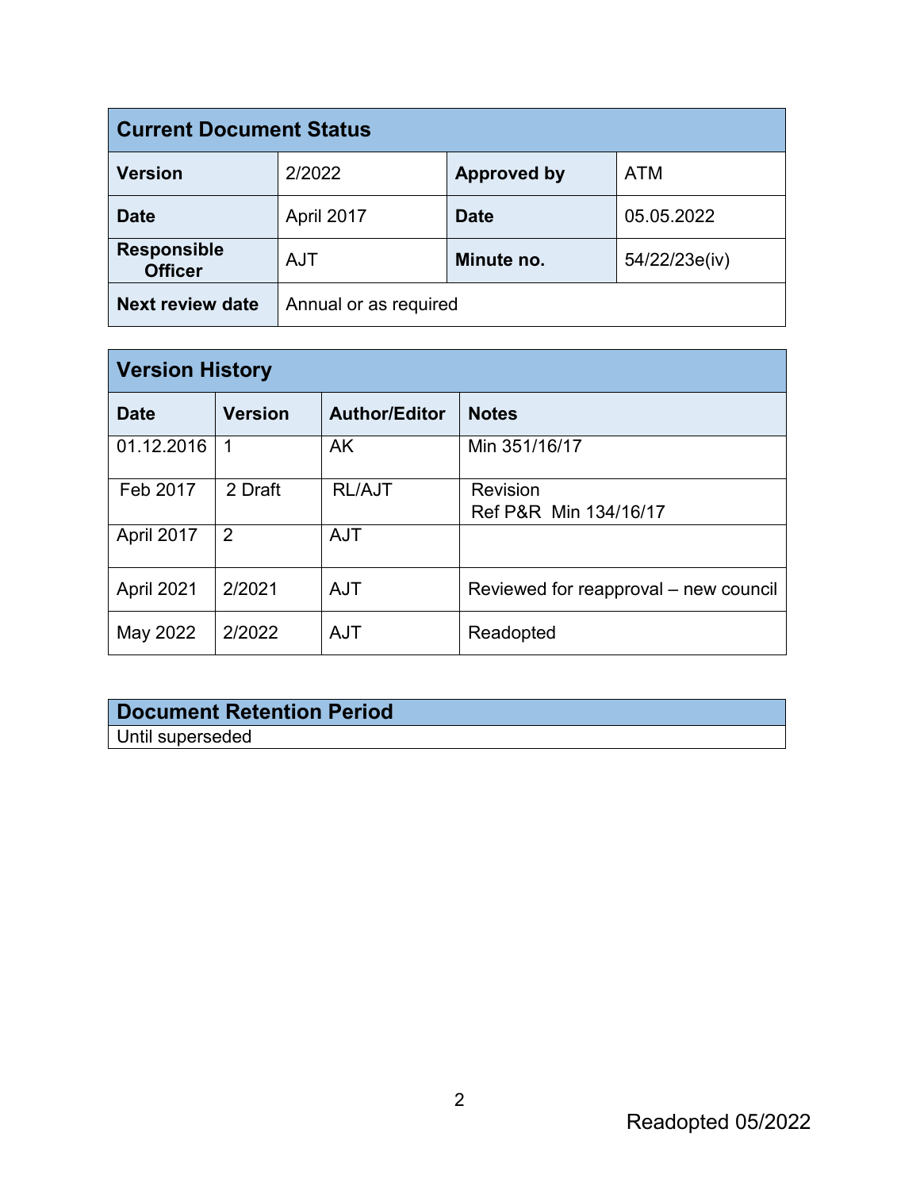| Current Document Status | | | |
|---|---|---|---|
| **Version** | 2/2022 | **Approved by** | ATM |
| **Date** | April 2017 | **Date** | 05.05.2022 |
| **Responsible Officer** | AJT | **Minute no.** | 54/22/23e(iv) |
| **Next review date** | Annual or as required | | |

| Version History | | | |
|---|---|---|---|
| **Date** | **Version** | **Author/Editor** | **Notes** |
| 01.12.2016 | 1 | AK | Min 351/16/17 |
| Feb 2017 | 2 Draft | RL/AJT | Revision<br>Ref P&R Min 134/16/17 |
| April 2017 | 2 | AJT | |
| April 2021 | 2/2021 | AJT | Reviewed for reapproval – new council |
| May 2022 | 2/2022 | AJT | Readopted |

| Document Retention Period |
|---|
| Until superseded |

Readopted 05/2022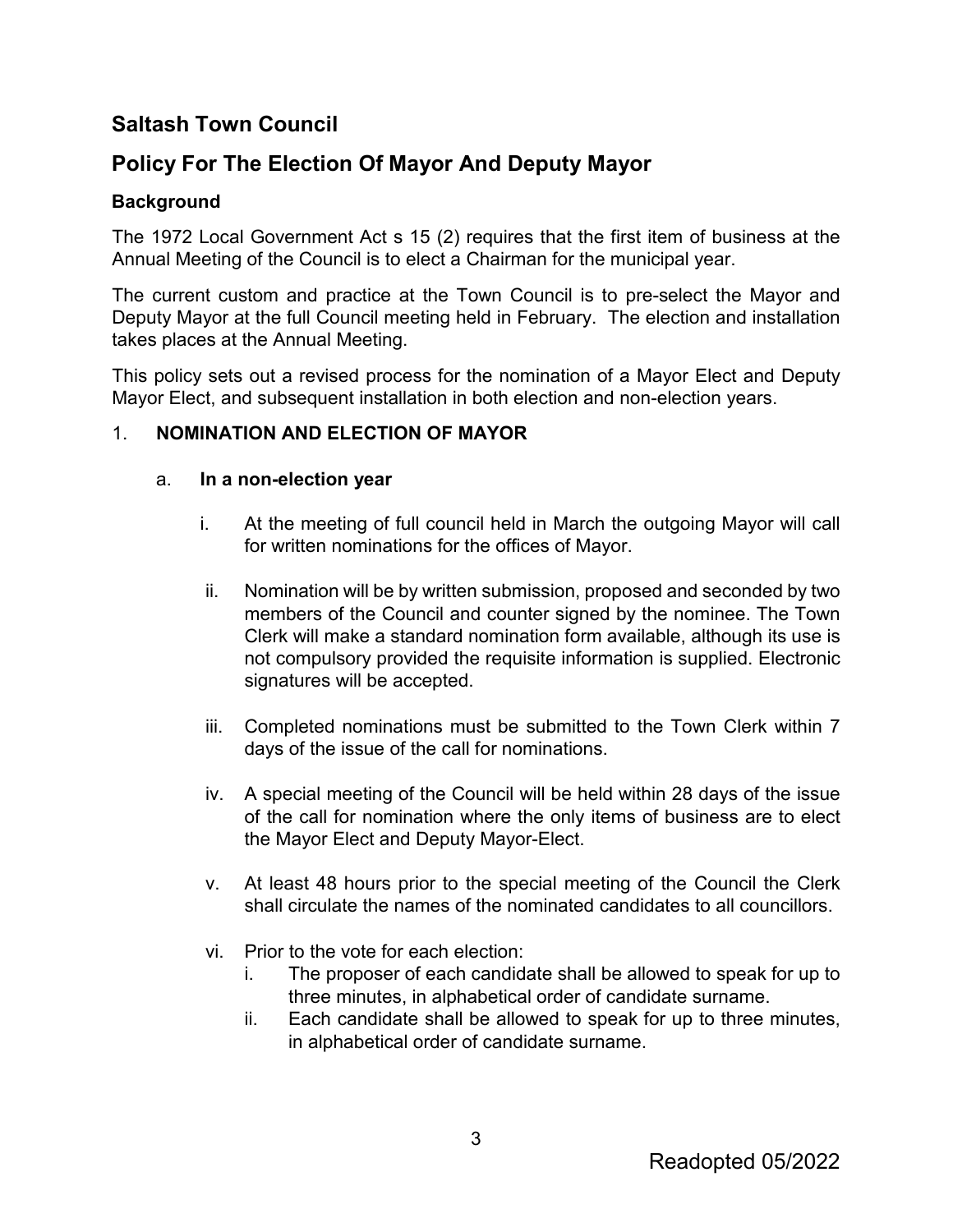## Saltash Town Council

## Policy For The Election Of Mayor And Deputy Mayor

### Background

The 1972 Local Government Act s 15 (2) requires that the first item of business at the Annual Meeting of the Council is to elect a Chairman for the municipal year.

The current custom and practice at the Town Council is to pre-select the Mayor and Deputy Mayor at the full Council meeting held in February. The election and installation takes places at the Annual Meeting.

This policy sets out a revised process for the nomination of a Mayor Elect and Deputy Mayor Elect, and subsequent installation in both election and non-election years.

1. **NOMINATION AND ELECTION OF MAYOR**

   a. **In a non-election year**

      i. At the meeting of full council held in March the outgoing Mayor will call for written nominations for the offices of Mayor.

      ii. Nomination will be by written submission, proposed and seconded by two members of the Council and counter signed by the nominee. The Town Clerk will make a standard nomination form available, although its use is not compulsory provided the requisite information is supplied. Electronic signatures will be accepted.

      iii. Completed nominations must be submitted to the Town Clerk within 7 days of the issue of the call for nominations.

      iv. A special meeting of the Council will be held within 28 days of the issue of the call for nomination where the only items of business are to elect the Mayor Elect and Deputy Mayor-Elect.

      v. At least 48 hours prior to the special meeting of the Council the Clerk shall circulate the names of the nominated candidates to all councillors.

      vi. Prior to the vote for each election:
         i. The proposer of each candidate shall be allowed to speak for up to three minutes, in alphabetical order of candidate surname.
         ii. Each candidate shall be allowed to speak for up to three minutes, in alphabetical order of candidate surname.

Readopted 05/2022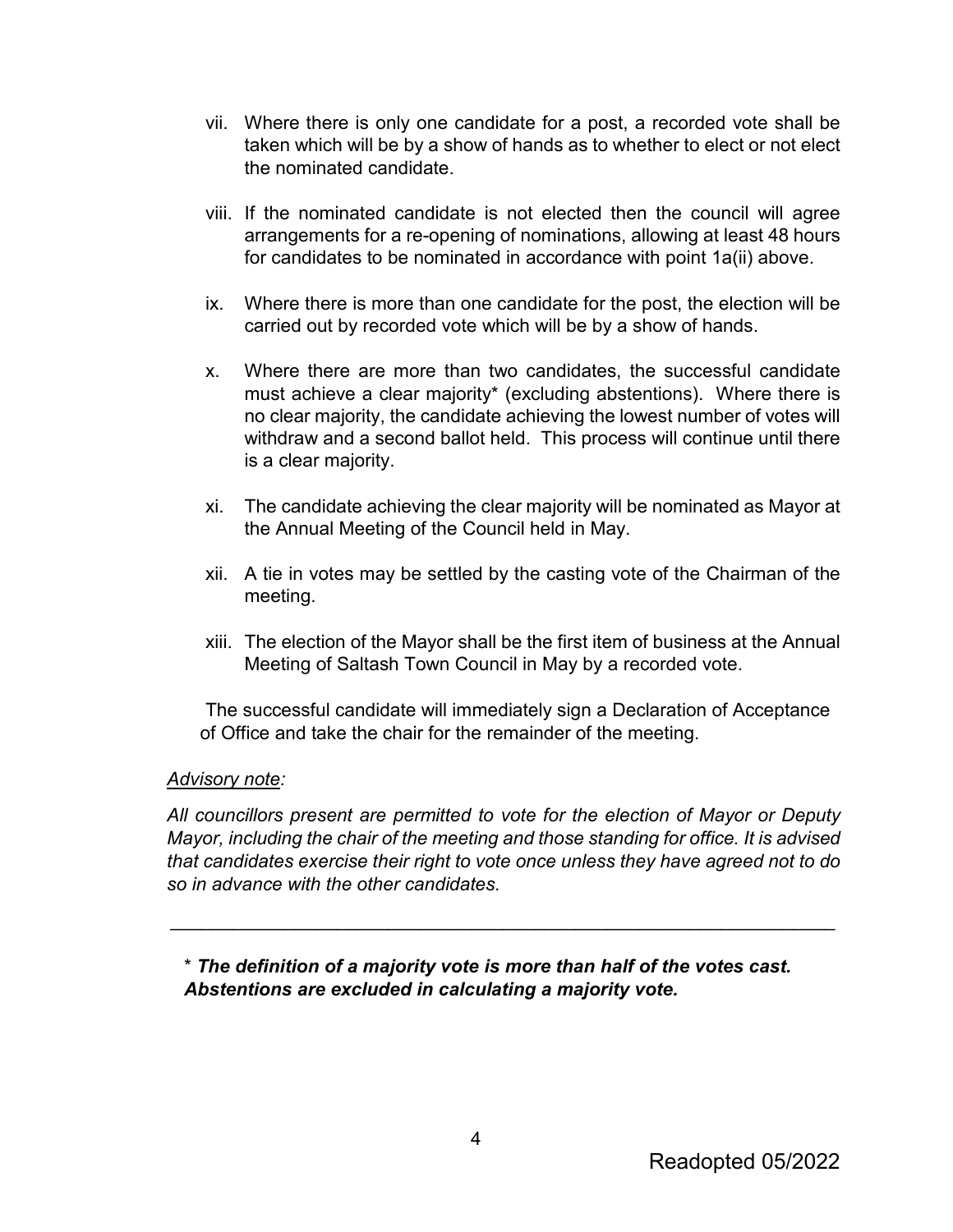vii. Where there is only one candidate for a post, a recorded vote shall be taken which will be by a show of hands as to whether to elect or not elect the nominated candidate.

viii. If the nominated candidate is not elected then the council will agree arrangements for a re-opening of nominations, allowing at least 48 hours for candidates to be nominated in accordance with point 1a(ii) above.

ix. Where there is more than one candidate for the post, the election will be carried out by recorded vote which will be by a show of hands.

x. Where there are more than two candidates, the successful candidate must achieve a clear majority* (excluding abstentions). Where there is no clear majority, the candidate achieving the lowest number of votes will withdraw and a second ballot held. This process will continue until there is a clear majority.

xi. The candidate achieving the clear majority will be nominated as Mayor at the Annual Meeting of the Council held in May.

xii. A tie in votes may be settled by the casting vote of the Chairman of the meeting.

xiii. The election of the Mayor shall be the first item of business at the Annual Meeting of Saltash Town Council in May by a recorded vote.

The successful candidate will immediately sign a Declaration of Acceptance of Office and take the chair for the remainder of the meeting.

*Advisory note:*

*All councillors present are permitted to vote for the election of Mayor or Deputy Mayor, including the chair of the meeting and those standing for office. It is advised that candidates exercise their right to vote once unless they have agreed not to do so in advance with the other candidates.*

---

\* ***The definition of a majority vote is more than half of the votes cast. Abstentions are excluded in calculating a majority vote.***

Readopted 05/2022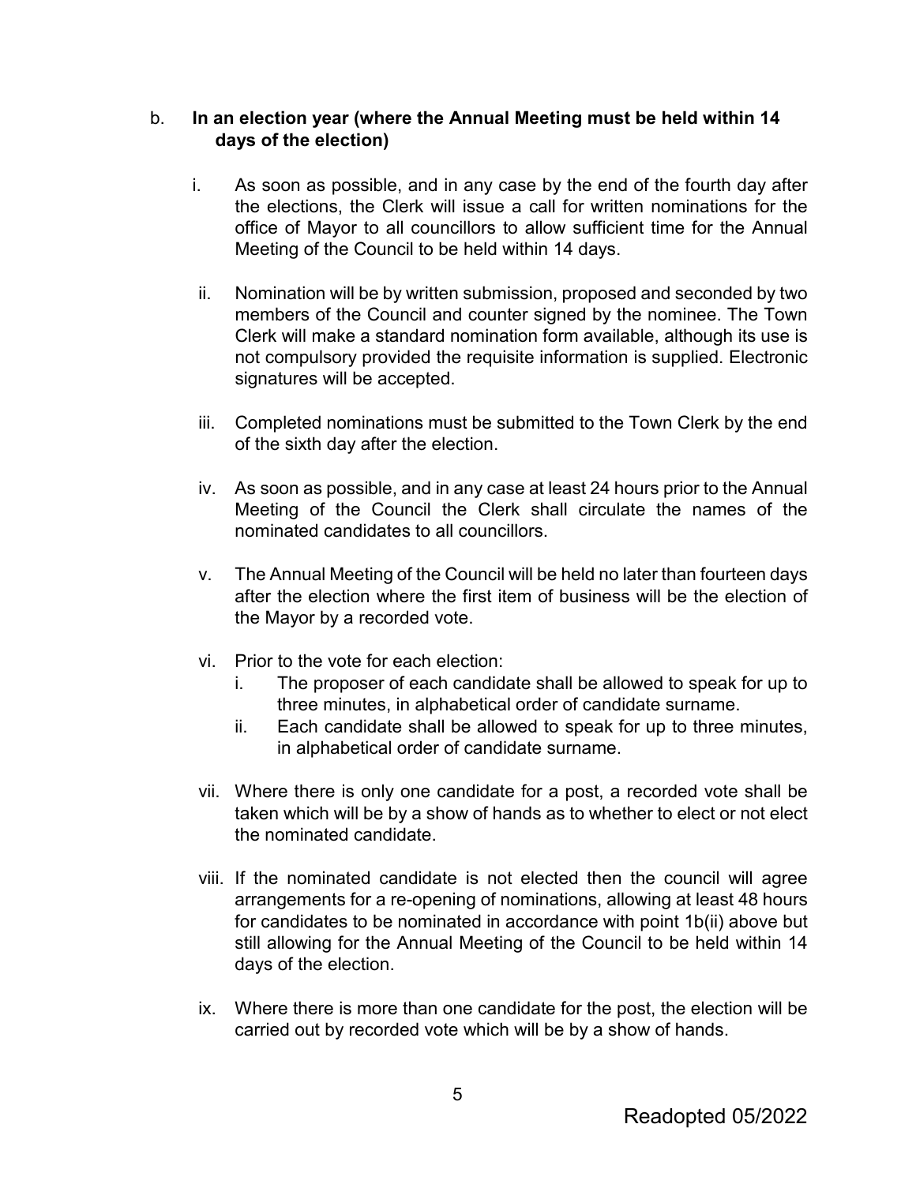b. **In an election year (where the Annual Meeting must be held within 14 days of the election)**

   i. As soon as possible, and in any case by the end of the fourth day after the elections, the Clerk will issue a call for written nominations for the office of Mayor to all councillors to allow sufficient time for the Annual Meeting of the Council to be held within 14 days.

   ii. Nomination will be by written submission, proposed and seconded by two members of the Council and counter signed by the nominee. The Town Clerk will make a standard nomination form available, although its use is not compulsory provided the requisite information is supplied. Electronic signatures will be accepted.

   iii. Completed nominations must be submitted to the Town Clerk by the end of the sixth day after the election.

   iv. As soon as possible, and in any case at least 24 hours prior to the Annual Meeting of the Council the Clerk shall circulate the names of the nominated candidates to all councillors.

   v. The Annual Meeting of the Council will be held no later than fourteen days after the election where the first item of business will be the election of the Mayor by a recorded vote.

   vi. Prior to the vote for each election:
      i. The proposer of each candidate shall be allowed to speak for up to three minutes, in alphabetical order of candidate surname.
      ii. Each candidate shall be allowed to speak for up to three minutes, in alphabetical order of candidate surname.

   vii. Where there is only one candidate for a post, a recorded vote shall be taken which will be by a show of hands as to whether to elect or not elect the nominated candidate.

   viii. If the nominated candidate is not elected then the council will agree arrangements for a re-opening of nominations, allowing at least 48 hours for candidates to be nominated in accordance with point 1b(ii) above but still allowing for the Annual Meeting of the Council to be held within 14 days of the election.

   ix. Where there is more than one candidate for the post, the election will be carried out by recorded vote which will be by a show of hands.

Readopted 05/2022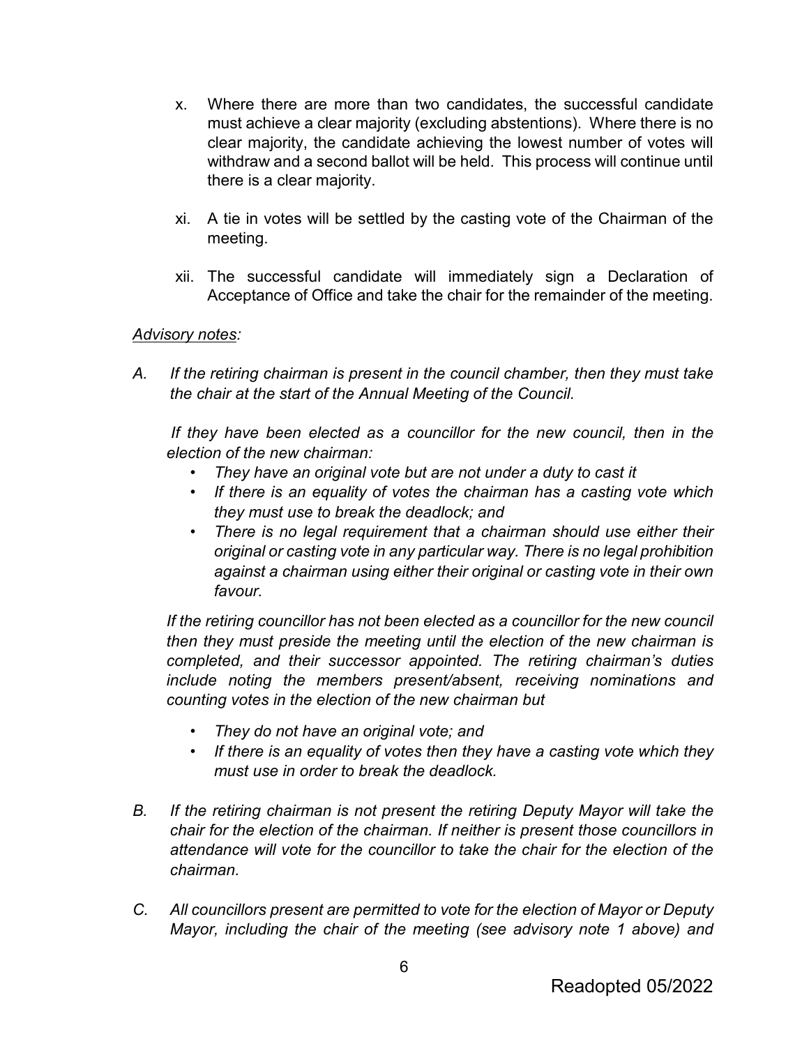x. Where there are more than two candidates, the successful candidate must achieve a clear majority (excluding abstentions). Where there is no clear majority, the candidate achieving the lowest number of votes will withdraw and a second ballot will be held. This process will continue until there is a clear majority.

xi. A tie in votes will be settled by the casting vote of the Chairman of the meeting.

xii. The successful candidate will immediately sign a Declaration of Acceptance of Office and take the chair for the remainder of the meeting.

*Advisory notes:*

A. *If the retiring chairman is present in the council chamber, then they must take the chair at the start of the Annual Meeting of the Council.*

*If they have been elected as a councillor for the new council, then in the election of the new chairman:*

- *They have an original vote but are not under a duty to cast it*
- *If there is an equality of votes the chairman has a casting vote which they must use to break the deadlock; and*
- *There is no legal requirement that a chairman should use either their original or casting vote in any particular way. There is no legal prohibition against a chairman using either their original or casting vote in their own favour.*

*If the retiring councillor has not been elected as a councillor for the new council then they must preside the meeting until the election of the new chairman is completed, and their successor appointed. The retiring chairman's duties include noting the members present/absent, receiving nominations and counting votes in the election of the new chairman but*

- *They do not have an original vote; and*
- *If there is an equality of votes then they have a casting vote which they must use in order to break the deadlock.*

B. *If the retiring chairman is not present the retiring Deputy Mayor will take the chair for the election of the chairman. If neither is present those councillors in attendance will vote for the councillor to take the chair for the election of the chairman.*

C. *All councillors present are permitted to vote for the election of Mayor or Deputy Mayor, including the chair of the meeting (see advisory note 1 above) and*

Readopted 05/2022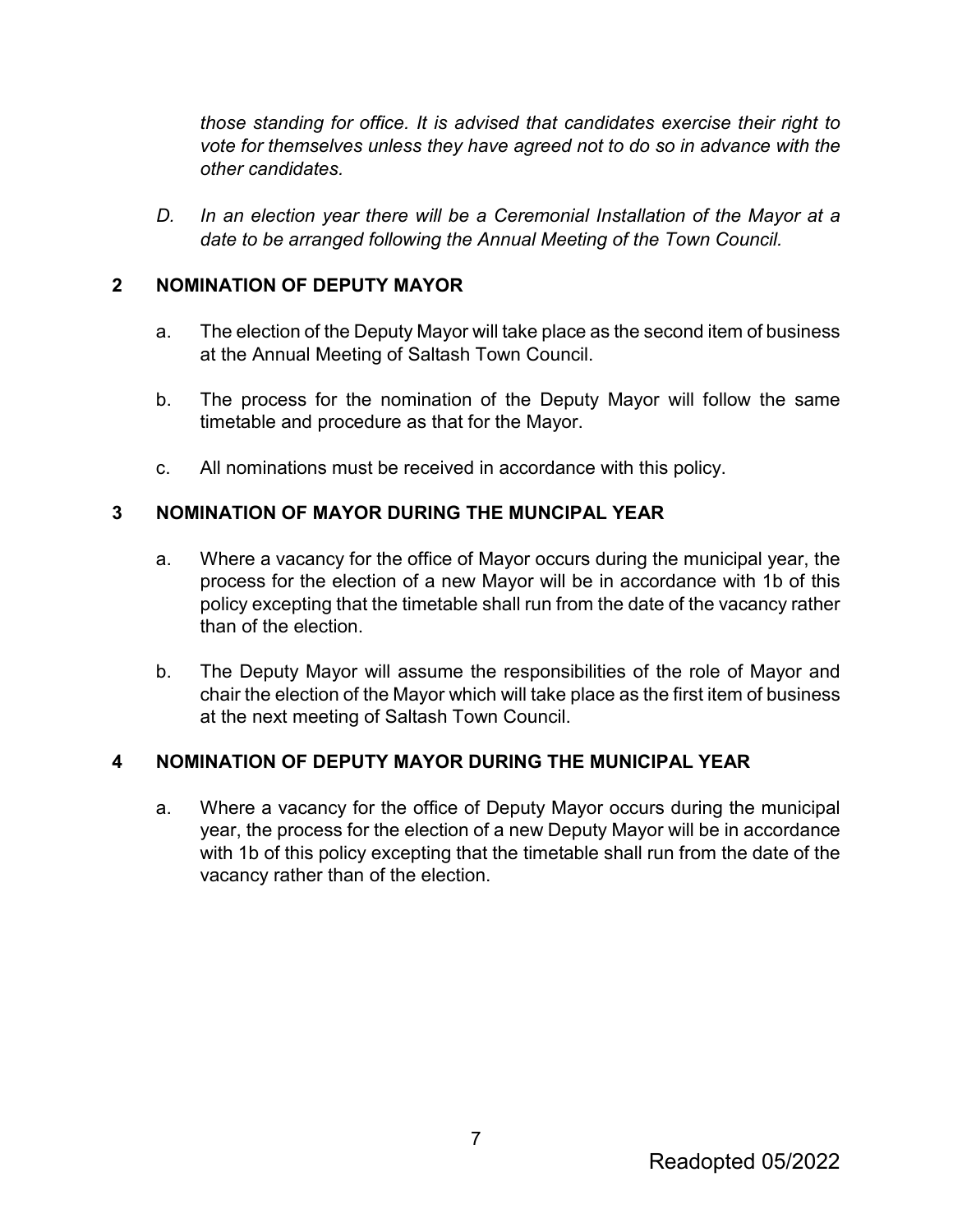*those standing for office. It is advised that candidates exercise their right to vote for themselves unless they have agreed not to do so in advance with the other candidates.*

*D. In an election year there will be a Ceremonial Installation of the Mayor at a date to be arranged following the Annual Meeting of the Town Council.*

## 2 NOMINATION OF DEPUTY MAYOR

a. The election of the Deputy Mayor will take place as the second item of business at the Annual Meeting of Saltash Town Council.

b. The process for the nomination of the Deputy Mayor will follow the same timetable and procedure as that for the Mayor.

c. All nominations must be received in accordance with this policy.

## 3 NOMINATION OF MAYOR DURING THE MUNCIPAL YEAR

a. Where a vacancy for the office of Mayor occurs during the municipal year, the process for the election of a new Mayor will be in accordance with 1b of this policy excepting that the timetable shall run from the date of the vacancy rather than of the election.

b. The Deputy Mayor will assume the responsibilities of the role of Mayor and chair the election of the Mayor which will take place as the first item of business at the next meeting of Saltash Town Council.

## 4 NOMINATION OF DEPUTY MAYOR DURING THE MUNICIPAL YEAR

a. Where a vacancy for the office of Deputy Mayor occurs during the municipal year, the process for the election of a new Deputy Mayor will be in accordance with 1b of this policy excepting that the timetable shall run from the date of the vacancy rather than of the election.